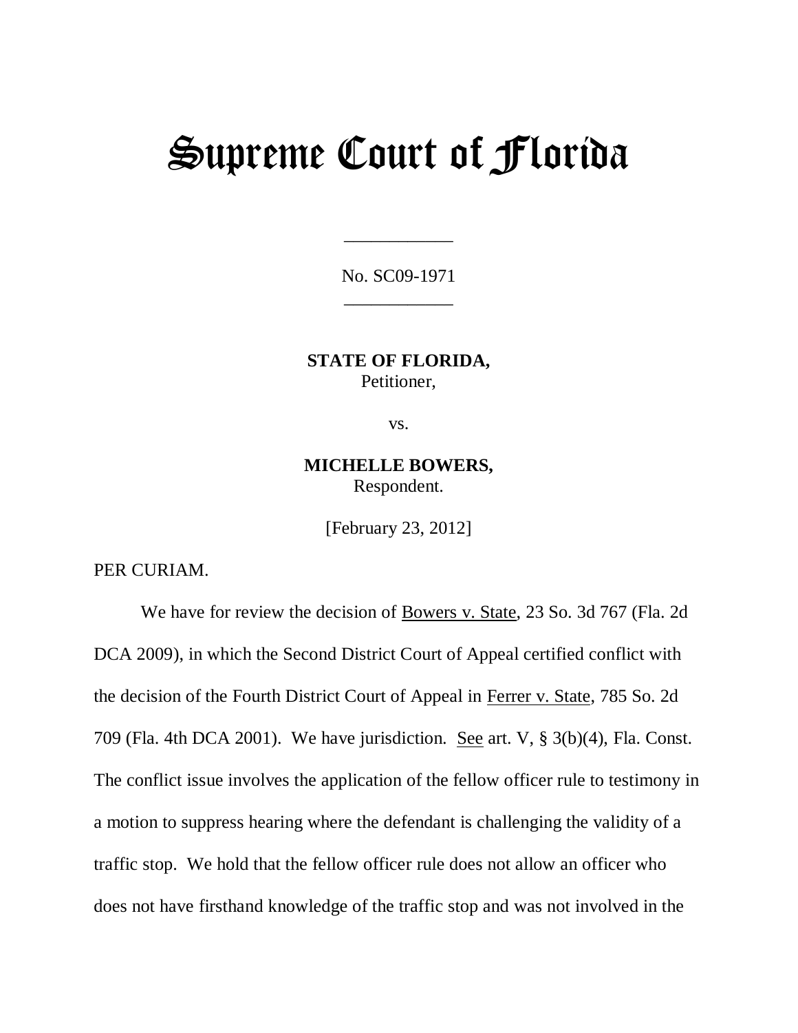# Supreme Court of Florida

____________

No. SC09-1971

____________

**STATE OF FLORIDA,**
Petitioner,

vs.

**MICHELLE BOWERS,**
Respondent.

[February 23, 2012]

PER CURIAM.

We have for review the decision of Bowers v. State, 23 So. 3d 767 (Fla. 2d DCA 2009), in which the Second District Court of Appeal certified conflict with the decision of the Fourth District Court of Appeal in Ferrer v. State, 785 So. 2d 709 (Fla. 4th DCA 2001). We have jurisdiction. See art. V, § 3(b)(4), Fla. Const. The conflict issue involves the application of the fellow officer rule to testimony in a motion to suppress hearing where the defendant is challenging the validity of a traffic stop. We hold that the fellow officer rule does not allow an officer who does not have firsthand knowledge of the traffic stop and was not involved in the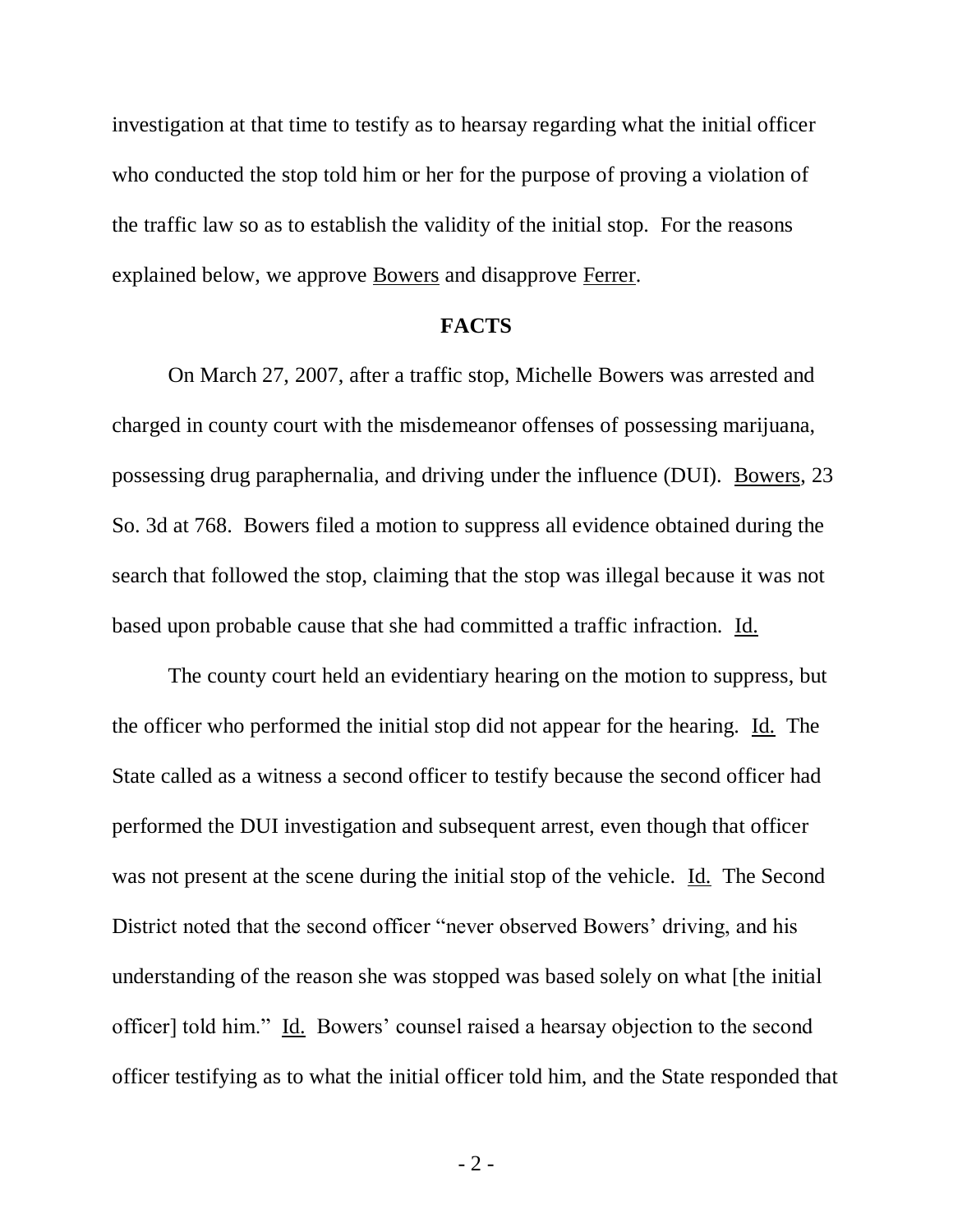investigation at that time to testify as to hearsay regarding what the initial officer who conducted the stop told him or her for the purpose of proving a violation of the traffic law so as to establish the validity of the initial stop. For the reasons explained below, we approve Bowers and disapprove Ferrer.

## FACTS

On March 27, 2007, after a traffic stop, Michelle Bowers was arrested and charged in county court with the misdemeanor offenses of possessing marijuana, possessing drug paraphernalia, and driving under the influence (DUI). Bowers, 23 So. 3d at 768. Bowers filed a motion to suppress all evidence obtained during the search that followed the stop, claiming that the stop was illegal because it was not based upon probable cause that she had committed a traffic infraction. Id.

The county court held an evidentiary hearing on the motion to suppress, but the officer who performed the initial stop did not appear for the hearing. Id. The State called as a witness a second officer to testify because the second officer had performed the DUI investigation and subsequent arrest, even though that officer was not present at the scene during the initial stop of the vehicle. Id. The Second District noted that the second officer "never observed Bowers' driving, and his understanding of the reason she was stopped was based solely on what [the initial officer] told him." Id. Bowers' counsel raised a hearsay objection to the second officer testifying as to what the initial officer told him, and the State responded that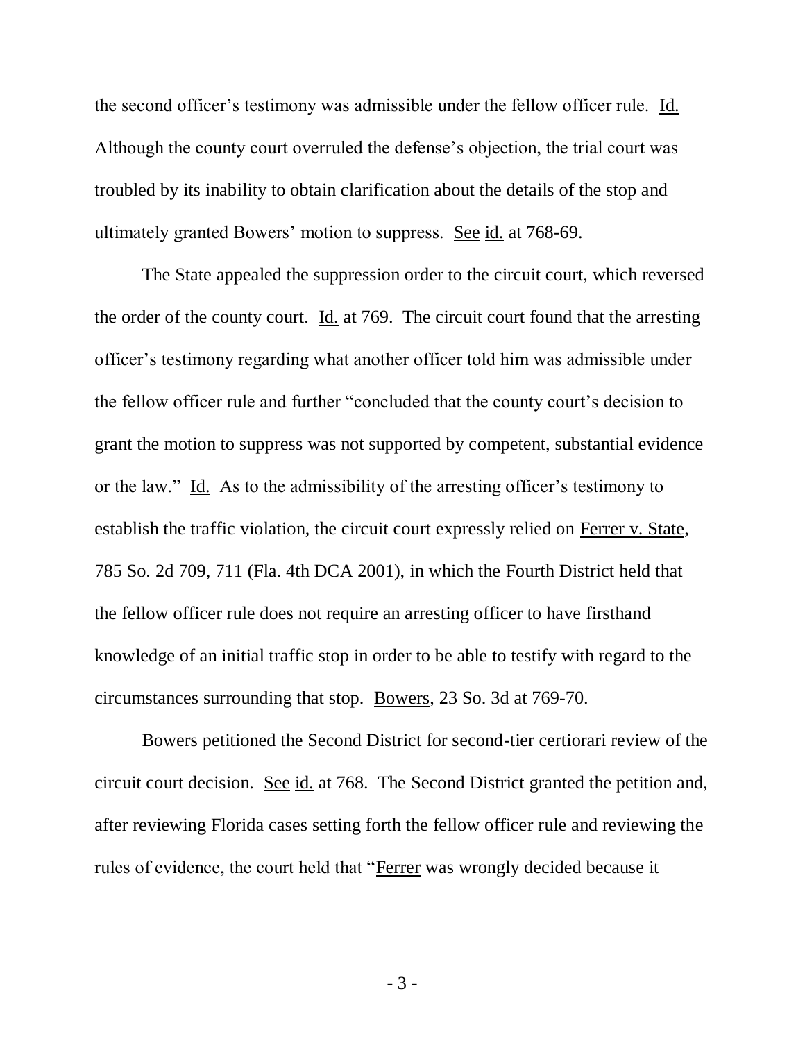the second officer's testimony was admissible under the fellow officer rule. Id. Although the county court overruled the defense's objection, the trial court was troubled by its inability to obtain clarification about the details of the stop and ultimately granted Bowers' motion to suppress. See id. at 768-69.

The State appealed the suppression order to the circuit court, which reversed the order of the county court. Id. at 769. The circuit court found that the arresting officer's testimony regarding what another officer told him was admissible under the fellow officer rule and further "concluded that the county court's decision to grant the motion to suppress was not supported by competent, substantial evidence or the law." Id. As to the admissibility of the arresting officer's testimony to establish the traffic violation, the circuit court expressly relied on Ferrer v. State, 785 So. 2d 709, 711 (Fla. 4th DCA 2001), in which the Fourth District held that the fellow officer rule does not require an arresting officer to have firsthand knowledge of an initial traffic stop in order to be able to testify with regard to the circumstances surrounding that stop. Bowers, 23 So. 3d at 769-70.

Bowers petitioned the Second District for second-tier certiorari review of the circuit court decision. See id. at 768. The Second District granted the petition and, after reviewing Florida cases setting forth the fellow officer rule and reviewing the rules of evidence, the court held that "Ferrer was wrongly decided because it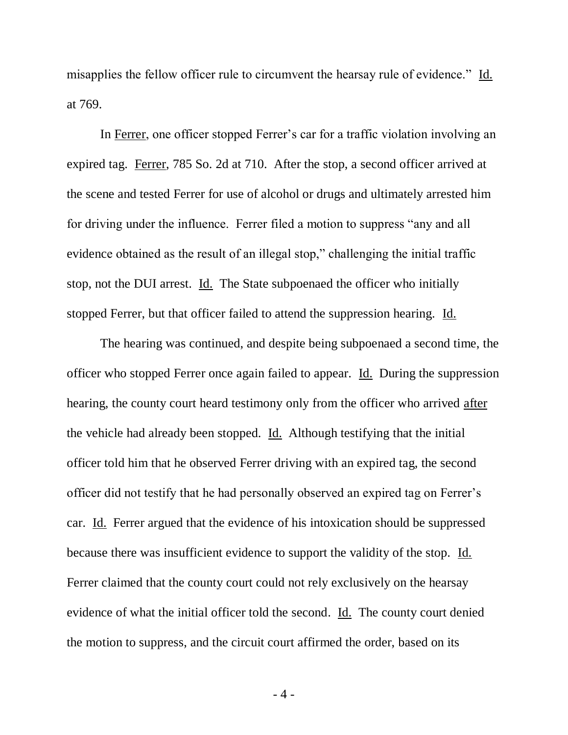misapplies the fellow officer rule to circumvent the hearsay rule of evidence." Id. at 769.

In Ferrer, one officer stopped Ferrer's car for a traffic violation involving an expired tag. Ferrer, 785 So. 2d at 710. After the stop, a second officer arrived at the scene and tested Ferrer for use of alcohol or drugs and ultimately arrested him for driving under the influence. Ferrer filed a motion to suppress "any and all evidence obtained as the result of an illegal stop," challenging the initial traffic stop, not the DUI arrest. Id. The State subpoenaed the officer who initially stopped Ferrer, but that officer failed to attend the suppression hearing. Id.

The hearing was continued, and despite being subpoenaed a second time, the officer who stopped Ferrer once again failed to appear. Id. During the suppression hearing, the county court heard testimony only from the officer who arrived after the vehicle had already been stopped. Id. Although testifying that the initial officer told him that he observed Ferrer driving with an expired tag, the second officer did not testify that he had personally observed an expired tag on Ferrer's car. Id. Ferrer argued that the evidence of his intoxication should be suppressed because there was insufficient evidence to support the validity of the stop. Id. Ferrer claimed that the county court could not rely exclusively on the hearsay evidence of what the initial officer told the second. Id. The county court denied the motion to suppress, and the circuit court affirmed the order, based on its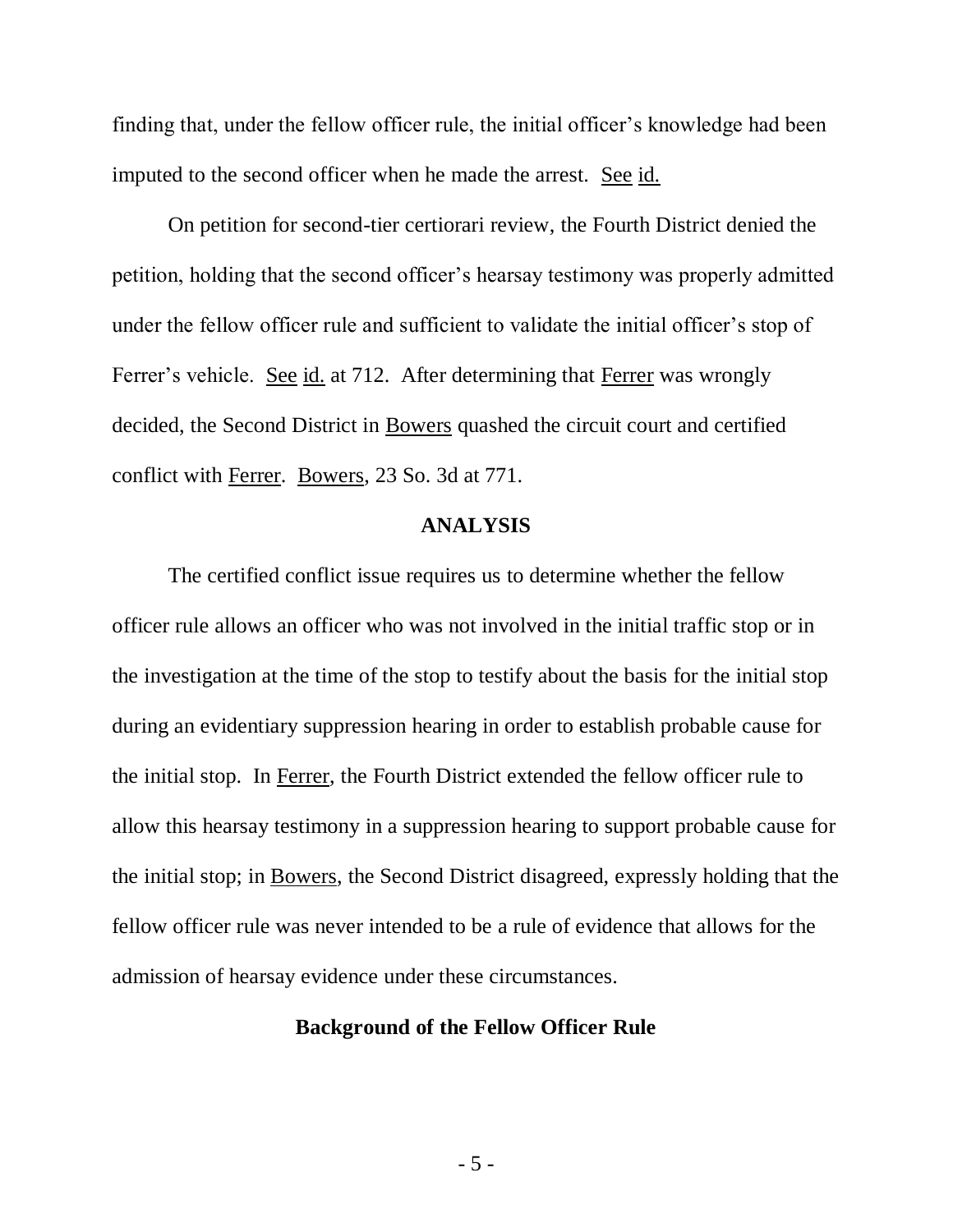finding that, under the fellow officer rule, the initial officer's knowledge had been imputed to the second officer when he made the arrest. See id.

On petition for second-tier certiorari review, the Fourth District denied the petition, holding that the second officer's hearsay testimony was properly admitted under the fellow officer rule and sufficient to validate the initial officer's stop of Ferrer's vehicle. See id. at 712. After determining that Ferrer was wrongly decided, the Second District in Bowers quashed the circuit court and certified conflict with Ferrer. Bowers, 23 So. 3d at 771.

## ANALYSIS

The certified conflict issue requires us to determine whether the fellow officer rule allows an officer who was not involved in the initial traffic stop or in the investigation at the time of the stop to testify about the basis for the initial stop during an evidentiary suppression hearing in order to establish probable cause for the initial stop. In Ferrer, the Fourth District extended the fellow officer rule to allow this hearsay testimony in a suppression hearing to support probable cause for the initial stop; in Bowers, the Second District disagreed, expressly holding that the fellow officer rule was never intended to be a rule of evidence that allows for the admission of hearsay evidence under these circumstances.

### Background of the Fellow Officer Rule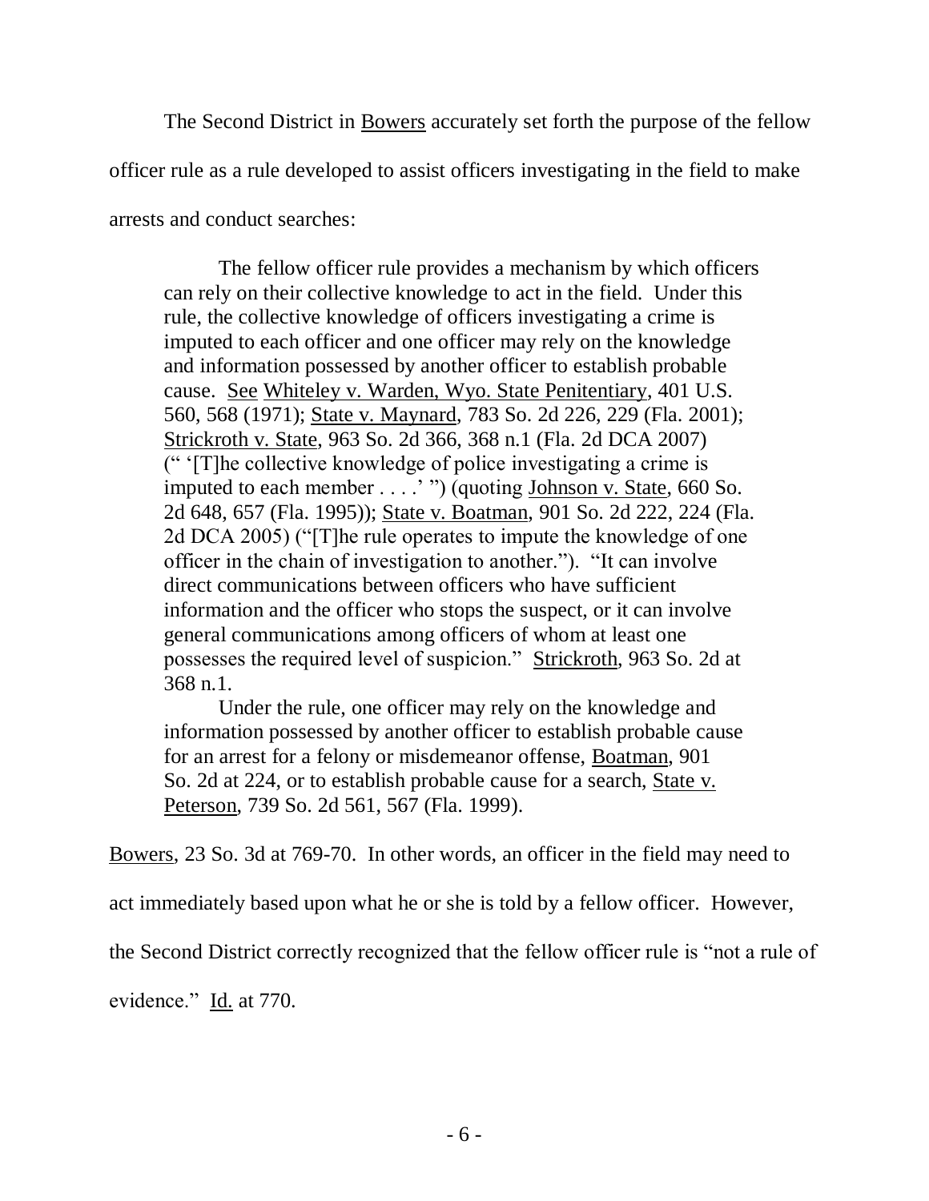The Second District in Bowers accurately set forth the purpose of the fellow officer rule as a rule developed to assist officers investigating in the field to make arrests and conduct searches:

> The fellow officer rule provides a mechanism by which officers can rely on their collective knowledge to act in the field. Under this rule, the collective knowledge of officers investigating a crime is imputed to each officer and one officer may rely on the knowledge and information possessed by another officer to establish probable cause. See Whiteley v. Warden, Wyo. State Penitentiary, 401 U.S. 560, 568 (1971); State v. Maynard, 783 So. 2d 226, 229 (Fla. 2001); Strickroth v. State, 963 So. 2d 366, 368 n.1 (Fla. 2d DCA 2007) (" '[T]he collective knowledge of police investigating a crime is imputed to each member . . . .' ") (quoting Johnson v. State, 660 So. 2d 648, 657 (Fla. 1995)); State v. Boatman, 901 So. 2d 222, 224 (Fla. 2d DCA 2005) ("[T]he rule operates to impute the knowledge of one officer in the chain of investigation to another."). "It can involve direct communications between officers who have sufficient information and the officer who stops the suspect, or it can involve general communications among officers of whom at least one possesses the required level of suspicion." Strickroth, 963 So. 2d at 368 n.1.
>
> Under the rule, one officer may rely on the knowledge and information possessed by another officer to establish probable cause for an arrest for a felony or misdemeanor offense, Boatman, 901 So. 2d at 224, or to establish probable cause for a search, State v. Peterson, 739 So. 2d 561, 567 (Fla. 1999).

Bowers, 23 So. 3d at 769-70. In other words, an officer in the field may need to act immediately based upon what he or she is told by a fellow officer. However, the Second District correctly recognized that the fellow officer rule is "not a rule of evidence." Id. at 770.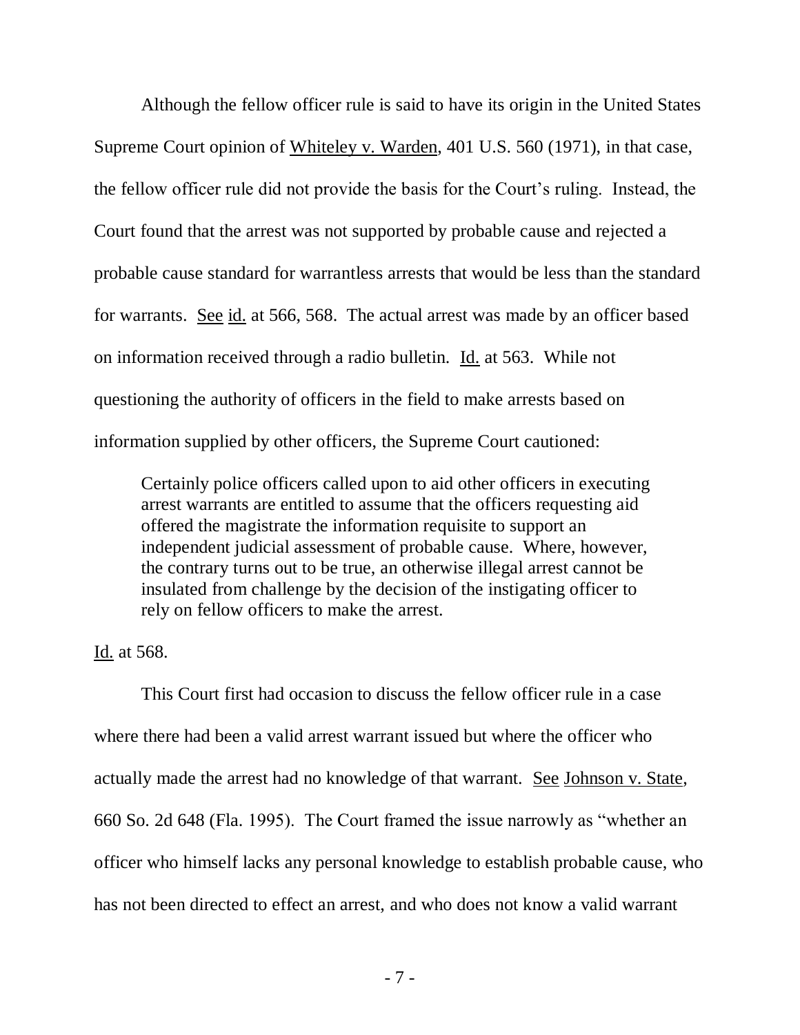Although the fellow officer rule is said to have its origin in the United States Supreme Court opinion of Whiteley v. Warden, 401 U.S. 560 (1971), in that case, the fellow officer rule did not provide the basis for the Court's ruling. Instead, the Court found that the arrest was not supported by probable cause and rejected a probable cause standard for warrantless arrests that would be less than the standard for warrants. See id. at 566, 568. The actual arrest was made by an officer based on information received through a radio bulletin. Id. at 563. While not questioning the authority of officers in the field to make arrests based on information supplied by other officers, the Supreme Court cautioned:

> Certainly police officers called upon to aid other officers in executing arrest warrants are entitled to assume that the officers requesting aid offered the magistrate the information requisite to support an independent judicial assessment of probable cause. Where, however, the contrary turns out to be true, an otherwise illegal arrest cannot be insulated from challenge by the decision of the instigating officer to rely on fellow officers to make the arrest.

Id. at 568.

This Court first had occasion to discuss the fellow officer rule in a case where there had been a valid arrest warrant issued but where the officer who actually made the arrest had no knowledge of that warrant. See Johnson v. State, 660 So. 2d 648 (Fla. 1995). The Court framed the issue narrowly as "whether an officer who himself lacks any personal knowledge to establish probable cause, who has not been directed to effect an arrest, and who does not know a valid warrant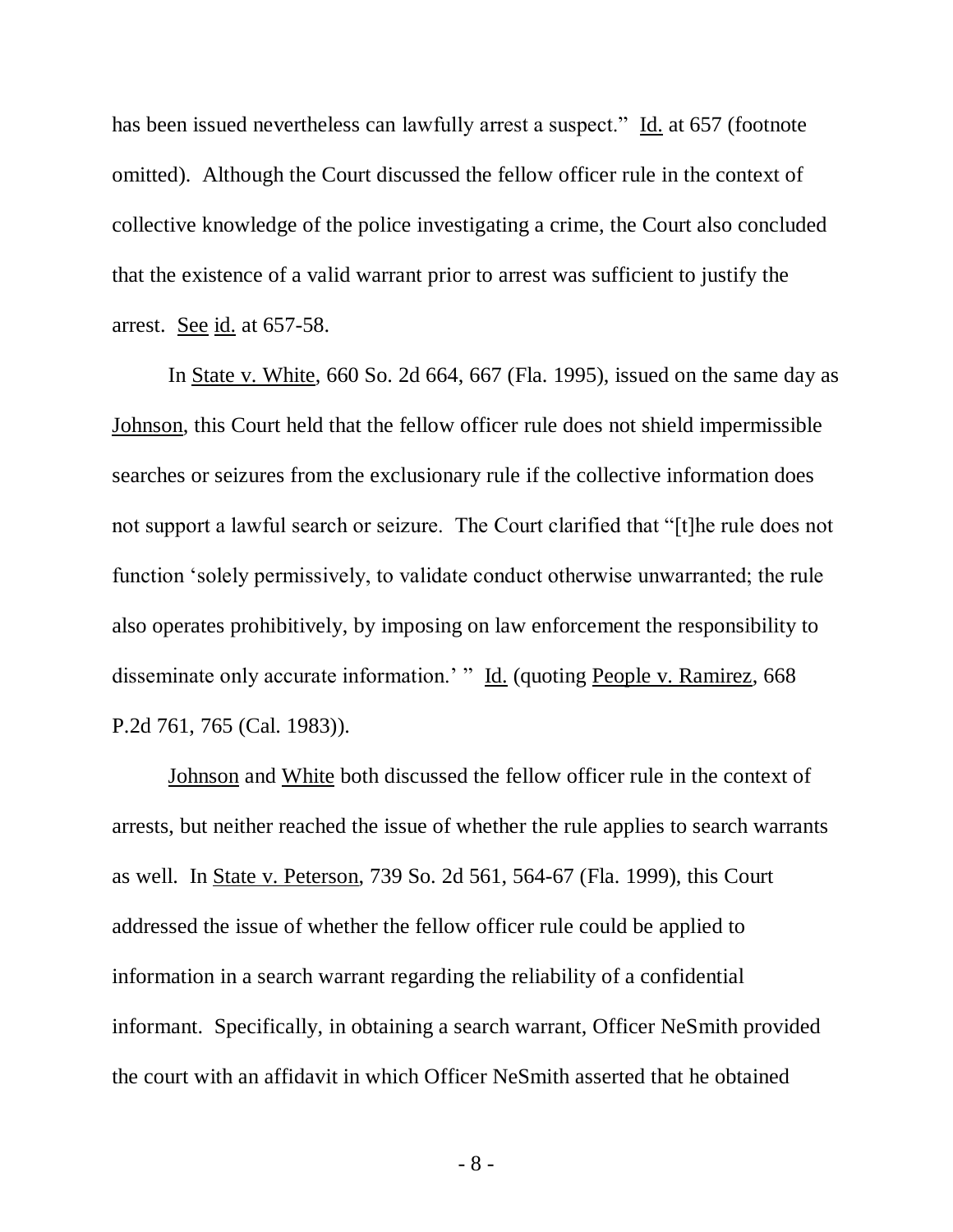has been issued nevertheless can lawfully arrest a suspect." Id. at 657 (footnote omitted). Although the Court discussed the fellow officer rule in the context of collective knowledge of the police investigating a crime, the Court also concluded that the existence of a valid warrant prior to arrest was sufficient to justify the arrest. See id. at 657-58.

In State v. White, 660 So. 2d 664, 667 (Fla. 1995), issued on the same day as Johnson, this Court held that the fellow officer rule does not shield impermissible searches or seizures from the exclusionary rule if the collective information does not support a lawful search or seizure. The Court clarified that "[t]he rule does not function 'solely permissively, to validate conduct otherwise unwarranted; the rule also operates prohibitively, by imposing on law enforcement the responsibility to disseminate only accurate information.' " Id. (quoting People v. Ramirez, 668 P.2d 761, 765 (Cal. 1983)).

Johnson and White both discussed the fellow officer rule in the context of arrests, but neither reached the issue of whether the rule applies to search warrants as well. In State v. Peterson, 739 So. 2d 561, 564-67 (Fla. 1999), this Court addressed the issue of whether the fellow officer rule could be applied to information in a search warrant regarding the reliability of a confidential informant. Specifically, in obtaining a search warrant, Officer NeSmith provided the court with an affidavit in which Officer NeSmith asserted that he obtained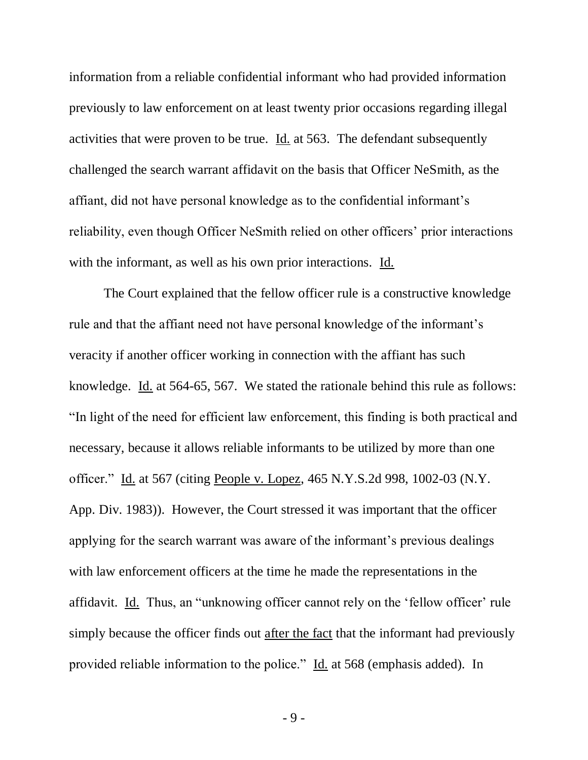information from a reliable confidential informant who had provided information previously to law enforcement on at least twenty prior occasions regarding illegal activities that were proven to be true. Id. at 563. The defendant subsequently challenged the search warrant affidavit on the basis that Officer NeSmith, as the affiant, did not have personal knowledge as to the confidential informant's reliability, even though Officer NeSmith relied on other officers' prior interactions with the informant, as well as his own prior interactions. Id.

The Court explained that the fellow officer rule is a constructive knowledge rule and that the affiant need not have personal knowledge of the informant's veracity if another officer working in connection with the affiant has such knowledge. Id. at 564-65, 567. We stated the rationale behind this rule as follows: "In light of the need for efficient law enforcement, this finding is both practical and necessary, because it allows reliable informants to be utilized by more than one officer." Id. at 567 (citing People v. Lopez, 465 N.Y.S.2d 998, 1002-03 (N.Y. App. Div. 1983)). However, the Court stressed it was important that the officer applying for the search warrant was aware of the informant's previous dealings with law enforcement officers at the time he made the representations in the affidavit. Id. Thus, an "unknowing officer cannot rely on the 'fellow officer' rule simply because the officer finds out after the fact that the informant had previously provided reliable information to the police." Id. at 568 (emphasis added). In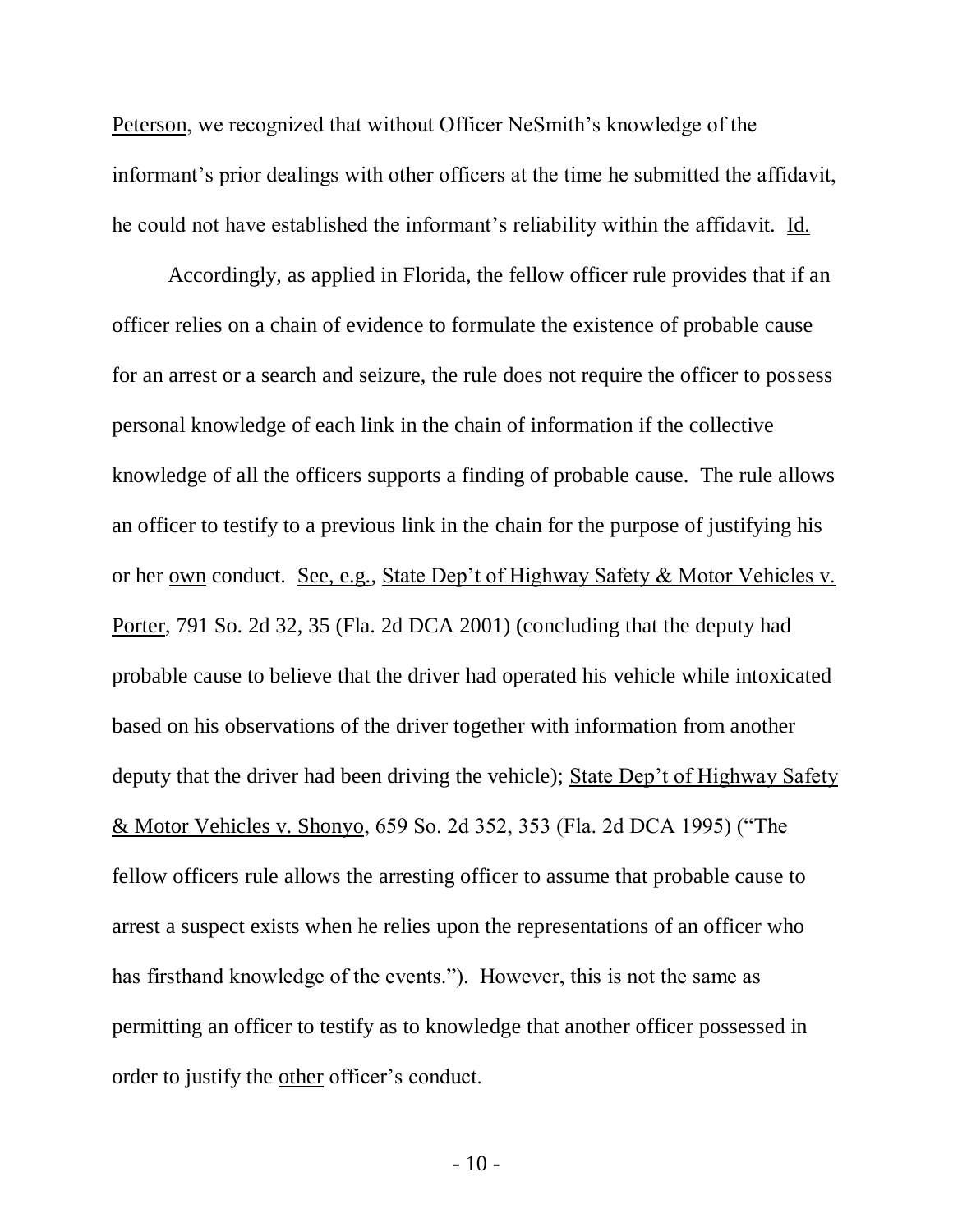Peterson, we recognized that without Officer NeSmith's knowledge of the informant's prior dealings with other officers at the time he submitted the affidavit, he could not have established the informant's reliability within the affidavit. Id.

Accordingly, as applied in Florida, the fellow officer rule provides that if an officer relies on a chain of evidence to formulate the existence of probable cause for an arrest or a search and seizure, the rule does not require the officer to possess personal knowledge of each link in the chain of information if the collective knowledge of all the officers supports a finding of probable cause. The rule allows an officer to testify to a previous link in the chain for the purpose of justifying his or her own conduct. See, e.g., State Dep't of Highway Safety & Motor Vehicles v. Porter, 791 So. 2d 32, 35 (Fla. 2d DCA 2001) (concluding that the deputy had probable cause to believe that the driver had operated his vehicle while intoxicated based on his observations of the driver together with information from another deputy that the driver had been driving the vehicle); State Dep't of Highway Safety & Motor Vehicles v. Shonyo, 659 So. 2d 352, 353 (Fla. 2d DCA 1995) ("The fellow officers rule allows the arresting officer to assume that probable cause to arrest a suspect exists when he relies upon the representations of an officer who has firsthand knowledge of the events."). However, this is not the same as permitting an officer to testify as to knowledge that another officer possessed in order to justify the other officer's conduct.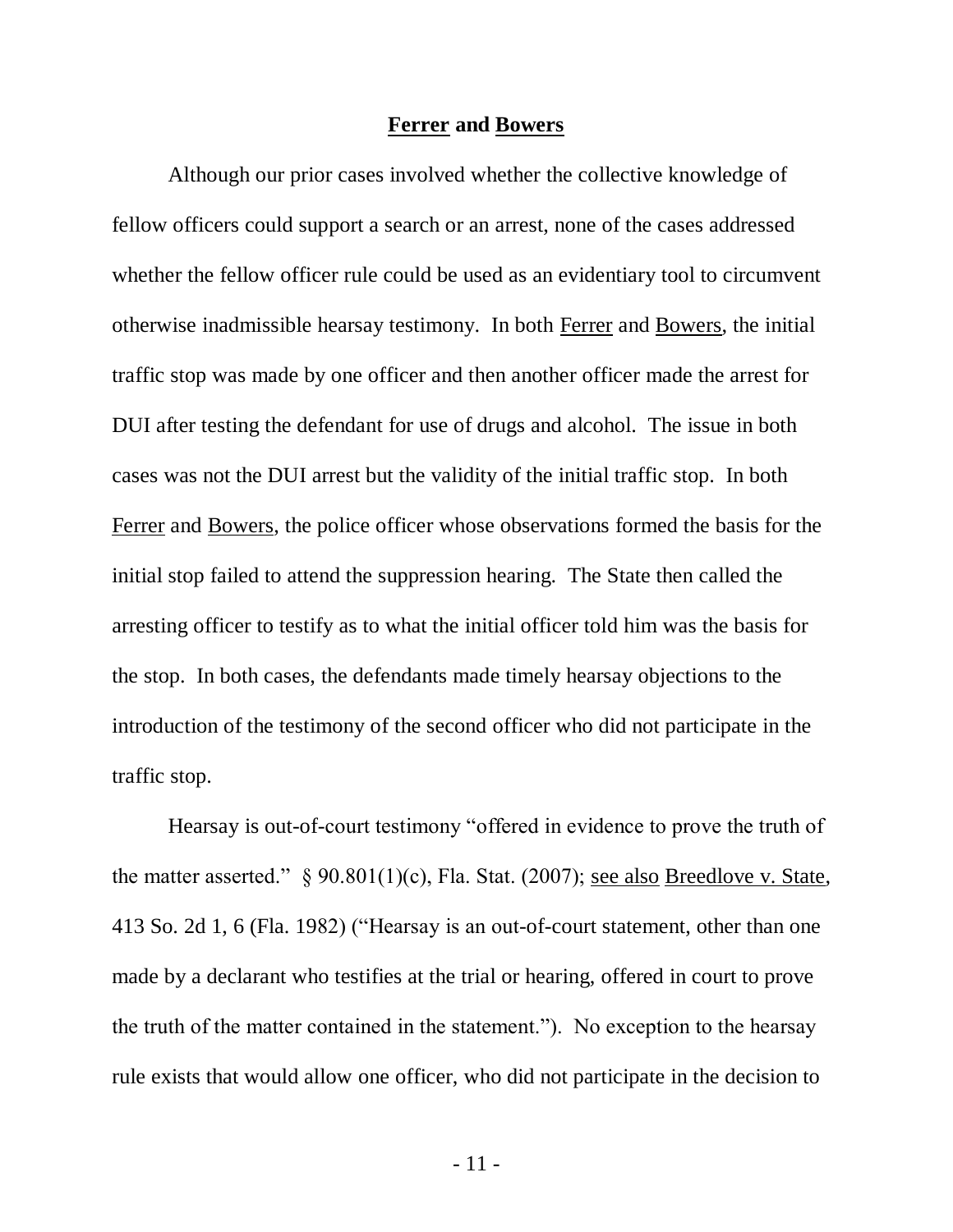## Ferrer and Bowers

Although our prior cases involved whether the collective knowledge of fellow officers could support a search or an arrest, none of the cases addressed whether the fellow officer rule could be used as an evidentiary tool to circumvent otherwise inadmissible hearsay testimony. In both Ferrer and Bowers, the initial traffic stop was made by one officer and then another officer made the arrest for DUI after testing the defendant for use of drugs and alcohol. The issue in both cases was not the DUI arrest but the validity of the initial traffic stop. In both Ferrer and Bowers, the police officer whose observations formed the basis for the initial stop failed to attend the suppression hearing. The State then called the arresting officer to testify as to what the initial officer told him was the basis for the stop. In both cases, the defendants made timely hearsay objections to the introduction of the testimony of the second officer who did not participate in the traffic stop.

Hearsay is out-of-court testimony "offered in evidence to prove the truth of the matter asserted." § 90.801(1)(c), Fla. Stat. (2007); see also Breedlove v. State, 413 So. 2d 1, 6 (Fla. 1982) ("Hearsay is an out-of-court statement, other than one made by a declarant who testifies at the trial or hearing, offered in court to prove the truth of the matter contained in the statement."). No exception to the hearsay rule exists that would allow one officer, who did not participate in the decision to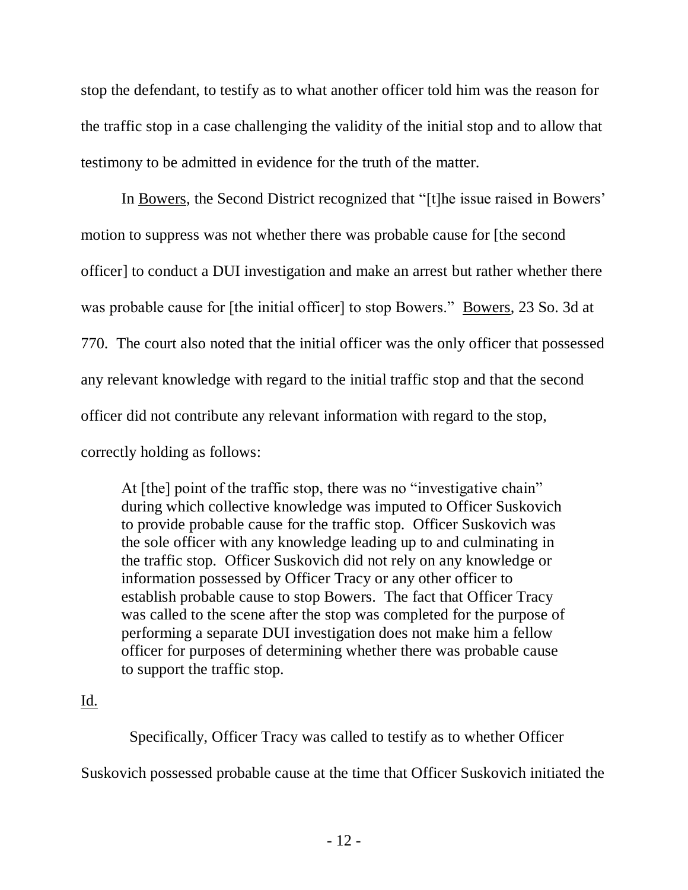stop the defendant, to testify as to what another officer told him was the reason for the traffic stop in a case challenging the validity of the initial stop and to allow that testimony to be admitted in evidence for the truth of the matter.

In Bowers, the Second District recognized that "[t]he issue raised in Bowers' motion to suppress was not whether there was probable cause for [the second officer] to conduct a DUI investigation and make an arrest but rather whether there was probable cause for [the initial officer] to stop Bowers." Bowers, 23 So. 3d at 770. The court also noted that the initial officer was the only officer that possessed any relevant knowledge with regard to the initial traffic stop and that the second officer did not contribute any relevant information with regard to the stop, correctly holding as follows:

> At [the] point of the traffic stop, there was no "investigative chain" during which collective knowledge was imputed to Officer Suskovich to provide probable cause for the traffic stop. Officer Suskovich was the sole officer with any knowledge leading up to and culminating in the traffic stop. Officer Suskovich did not rely on any knowledge or information possessed by Officer Tracy or any other officer to establish probable cause to stop Bowers. The fact that Officer Tracy was called to the scene after the stop was completed for the purpose of performing a separate DUI investigation does not make him a fellow officer for purposes of determining whether there was probable cause to support the traffic stop.

Id.

Specifically, Officer Tracy was called to testify as to whether Officer Suskovich possessed probable cause at the time that Officer Suskovich initiated the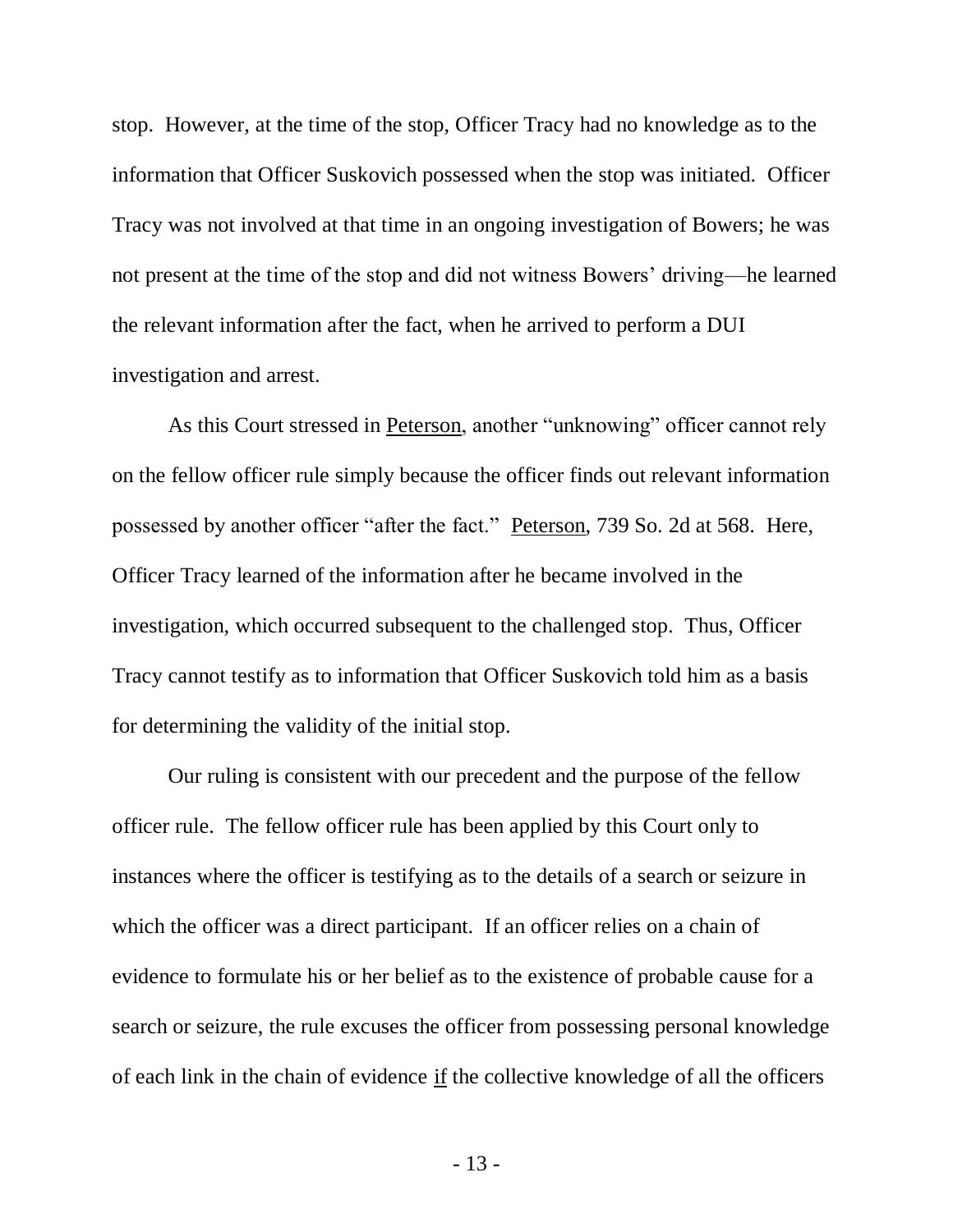stop. However, at the time of the stop, Officer Tracy had no knowledge as to the information that Officer Suskovich possessed when the stop was initiated. Officer Tracy was not involved at that time in an ongoing investigation of Bowers; he was not present at the time of the stop and did not witness Bowers' driving—he learned the relevant information after the fact, when he arrived to perform a DUI investigation and arrest.

As this Court stressed in Peterson, another "unknowing" officer cannot rely on the fellow officer rule simply because the officer finds out relevant information possessed by another officer "after the fact." Peterson, 739 So. 2d at 568. Here, Officer Tracy learned of the information after he became involved in the investigation, which occurred subsequent to the challenged stop. Thus, Officer Tracy cannot testify as to information that Officer Suskovich told him as a basis for determining the validity of the initial stop.

Our ruling is consistent with our precedent and the purpose of the fellow officer rule. The fellow officer rule has been applied by this Court only to instances where the officer is testifying as to the details of a search or seizure in which the officer was a direct participant. If an officer relies on a chain of evidence to formulate his or her belief as to the existence of probable cause for a search or seizure, the rule excuses the officer from possessing personal knowledge of each link in the chain of evidence if the collective knowledge of all the officers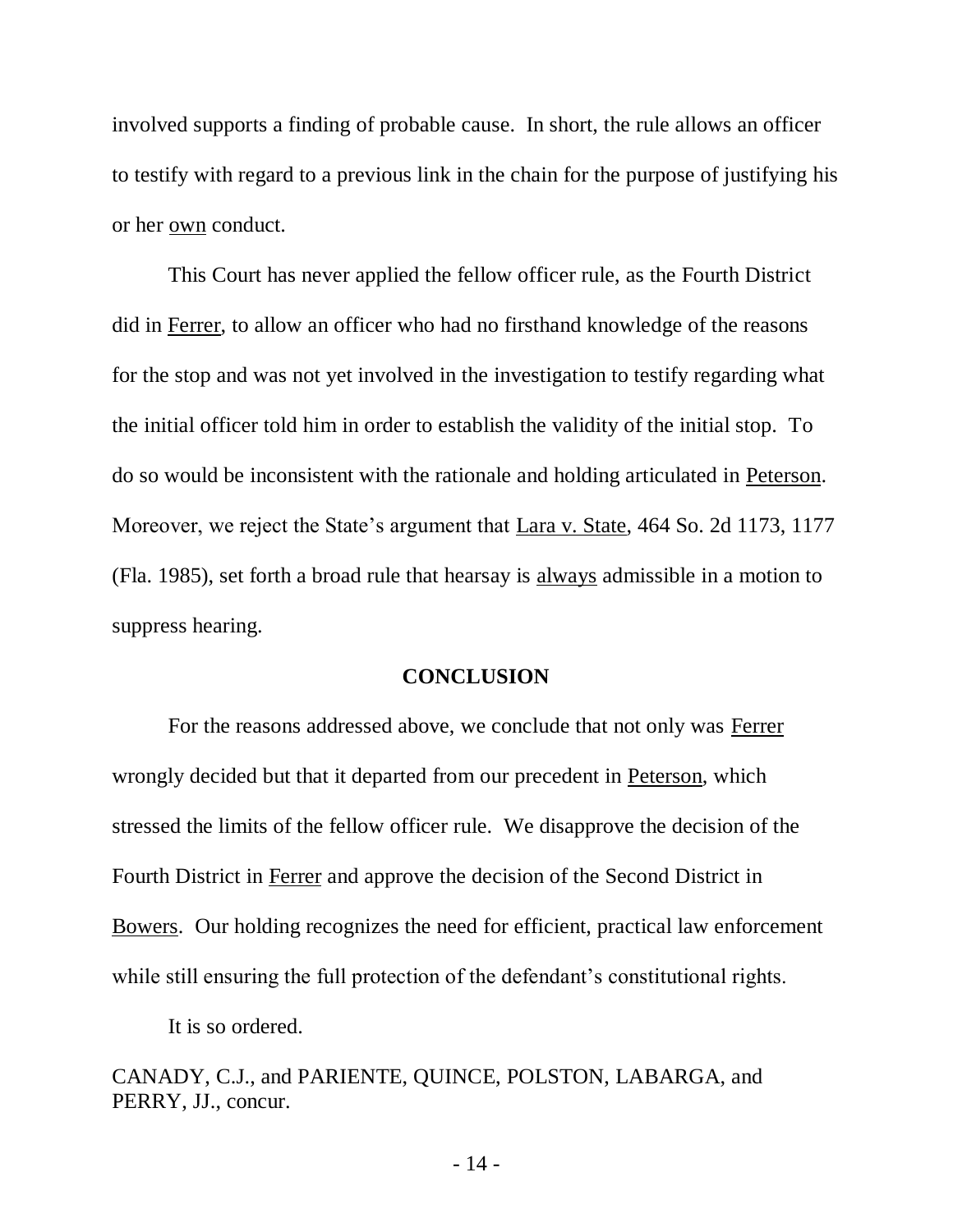involved supports a finding of probable cause. In short, the rule allows an officer to testify with regard to a previous link in the chain for the purpose of justifying his or her own conduct.

This Court has never applied the fellow officer rule, as the Fourth District did in Ferrer, to allow an officer who had no firsthand knowledge of the reasons for the stop and was not yet involved in the investigation to testify regarding what the initial officer told him in order to establish the validity of the initial stop. To do so would be inconsistent with the rationale and holding articulated in Peterson. Moreover, we reject the State's argument that Lara v. State, 464 So. 2d 1173, 1177 (Fla. 1985), set forth a broad rule that hearsay is always admissible in a motion to suppress hearing.

## CONCLUSION

For the reasons addressed above, we conclude that not only was Ferrer wrongly decided but that it departed from our precedent in Peterson, which stressed the limits of the fellow officer rule. We disapprove the decision of the Fourth District in Ferrer and approve the decision of the Second District in Bowers. Our holding recognizes the need for efficient, practical law enforcement while still ensuring the full protection of the defendant's constitutional rights.

It is so ordered.

CANADY, C.J., and PARIENTE, QUINCE, POLSTON, LABARGA, and PERRY, JJ., concur.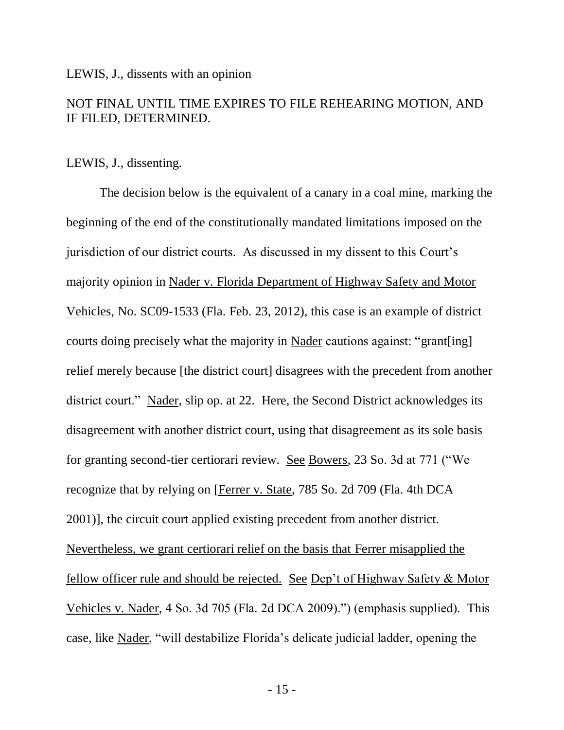LEWIS, J., dissents with an opinion

NOT FINAL UNTIL TIME EXPIRES TO FILE REHEARING MOTION, AND IF FILED, DETERMINED.

LEWIS, J., dissenting.

The decision below is the equivalent of a canary in a coal mine, marking the beginning of the end of the constitutionally mandated limitations imposed on the jurisdiction of our district courts. As discussed in my dissent to this Court's majority opinion in Nader v. Florida Department of Highway Safety and Motor Vehicles, No. SC09-1533 (Fla. Feb. 23, 2012), this case is an example of district courts doing precisely what the majority in Nader cautions against: "grant[ing] relief merely because [the district court] disagrees with the precedent from another district court." Nader, slip op. at 22. Here, the Second District acknowledges its disagreement with another district court, using that disagreement as its sole basis for granting second-tier certiorari review. See Bowers, 23 So. 3d at 771 ("We recognize that by relying on [Ferrer v. State, 785 So. 2d 709 (Fla. 4th DCA 2001)], the circuit court applied existing precedent from another district. Nevertheless, we grant certiorari relief on the basis that Ferrer misapplied the fellow officer rule and should be rejected. See Dep't of Highway Safety & Motor Vehicles v. Nader, 4 So. 3d 705 (Fla. 2d DCA 2009).") (emphasis supplied). This case, like Nader, "will destabilize Florida's delicate judicial ladder, opening the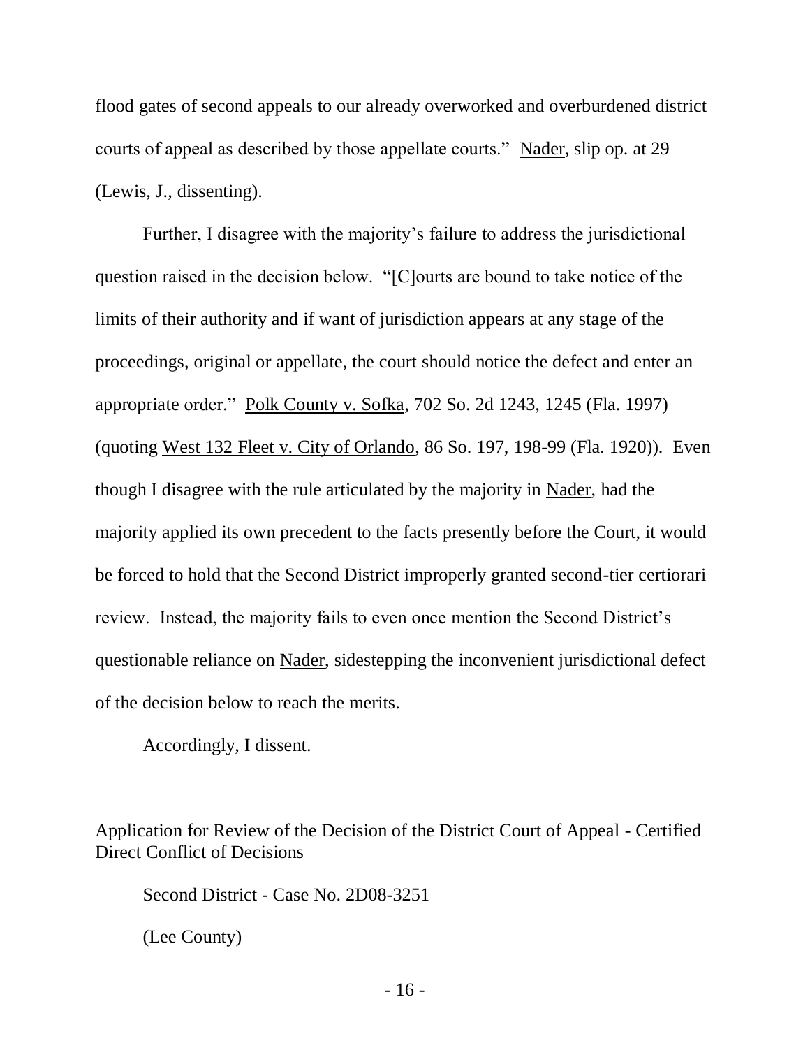flood gates of second appeals to our already overworked and overburdened district courts of appeal as described by those appellate courts." Nader, slip op. at 29 (Lewis, J., dissenting).

Further, I disagree with the majority's failure to address the jurisdictional question raised in the decision below. "[C]ourts are bound to take notice of the limits of their authority and if want of jurisdiction appears at any stage of the proceedings, original or appellate, the court should notice the defect and enter an appropriate order." Polk County v. Sofka, 702 So. 2d 1243, 1245 (Fla. 1997) (quoting West 132 Fleet v. City of Orlando, 86 So. 197, 198-99 (Fla. 1920)). Even though I disagree with the rule articulated by the majority in Nader, had the majority applied its own precedent to the facts presently before the Court, it would be forced to hold that the Second District improperly granted second-tier certiorari review. Instead, the majority fails to even once mention the Second District's questionable reliance on Nader, sidestepping the inconvenient jurisdictional defect of the decision below to reach the merits.

Accordingly, I dissent.

Application for Review of the Decision of the District Court of Appeal - Certified Direct Conflict of Decisions

Second District - Case No. 2D08-3251

(Lee County)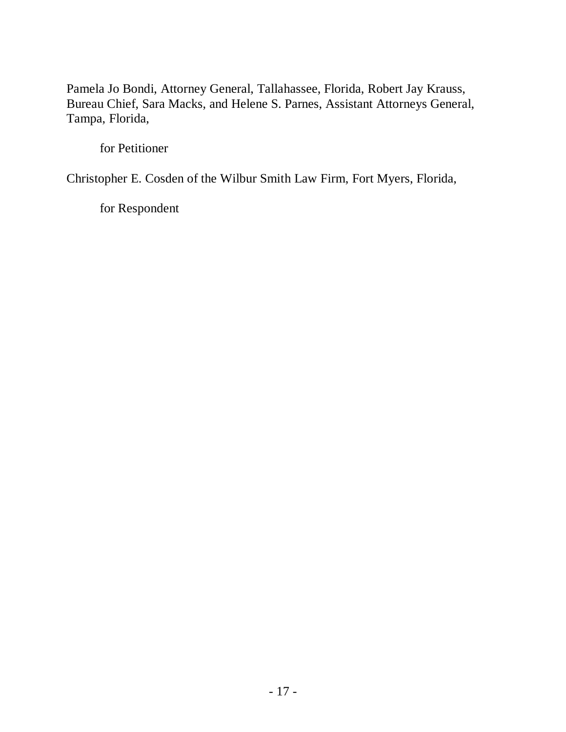Pamela Jo Bondi, Attorney General, Tallahassee, Florida, Robert Jay Krauss, Bureau Chief, Sara Macks, and Helene S. Parnes, Assistant Attorneys General, Tampa, Florida,

for Petitioner

Christopher E. Cosden of the Wilbur Smith Law Firm, Fort Myers, Florida,

for Respondent